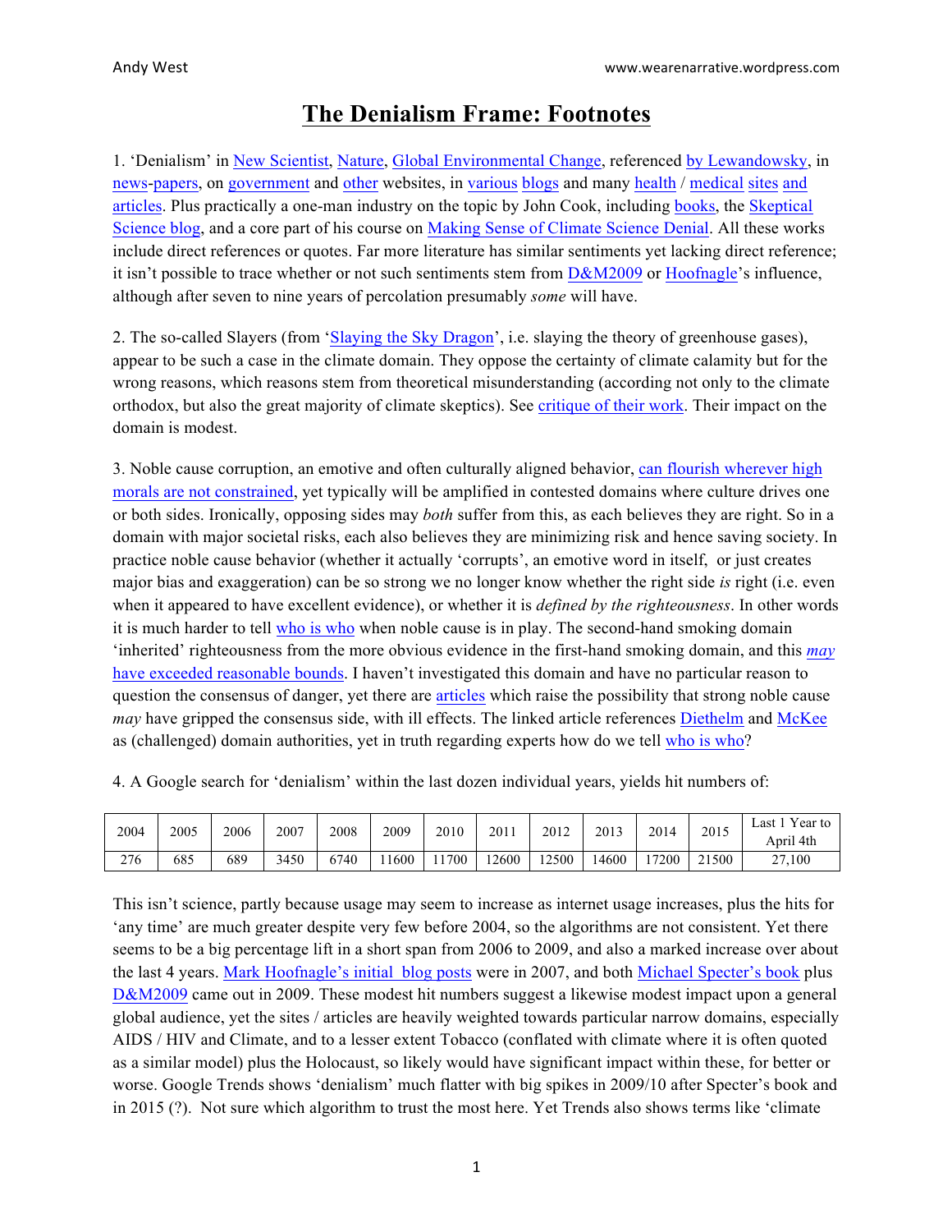# The Denialism Frame: Footnotes

1. 'Denialism' in New Scientist, Nature, Global Environmental Change, referenced by Lewandowsky, in news-papers, on government and other websites, in various blogs and many health / medical sites and articles. Plus practically a one-man industry on the topic by John Cook, including books, the Skeptical Science blog, and a core part of his course on Making Sense of Climate Science Denial. All these works include direct references or quotes. Far more literature has similar sentiments yet lacking direct reference; it isn't possible to trace whether or not such sentiments stem from D&M2009 or Hoofnagle's influence, although after seven to nine years of percolation presumably *some* will have.

2. The so-called Slayers (from 'Slaying the Sky Dragon', i.e. slaying the theory of greenhouse gases), appear to be such a case in the climate domain. They oppose the certainty of climate calamity but for the wrong reasons, which reasons stem from theoretical misunderstanding (according not only to the climate orthodox, but also the great majority of climate skeptics). See critique of their work. Their impact on the domain is modest.

3. Noble cause corruption, an emotive and often culturally aligned behavior, can flourish wherever high morals are not constrained, yet typically will be amplified in contested domains where culture drives one or both sides. Ironically, opposing sides may *both* suffer from this, as each believes they are right. So in a domain with major societal risks, each also believes they are minimizing risk and hence saving society. In practice noble cause behavior (whether it actually 'corrupts', an emotive word in itself, or just creates major bias and exaggeration) can be so strong we no longer know whether the right side *is* right (i.e. even when it appeared to have excellent evidence), or whether it is *defined by the righteousness*. In other words it is much harder to tell who is who when noble cause is in play. The second-hand smoking domain 'inherited' righteousness from the more obvious evidence in the first-hand smoking domain, and this *may* have exceeded reasonable bounds. I haven't investigated this domain and have no particular reason to question the consensus of danger, yet there are articles which raise the possibility that strong noble cause *may* have gripped the consensus side, with ill effects. The linked article references Diethelm and McKee as (challenged) domain authorities, yet in truth regarding experts how do we tell who is who?

4. A Google search for 'denialism' within the last dozen individual years, yields hit numbers of:

| 2004 | 2005 | 2006 | 2007 | 2008 | 2009 | 2010 | 2011 | 2012 | 2013 | 2014 | 2015 | Last 1 Year to April 4th |
|---|---|---|---|---|---|---|---|---|---|---|---|---|
| 276 | 685 | 689 | 3450 | 6740 | 11600 | 11700 | 12600 | 12500 | 14600 | 17200 | 21500 | 27,100 |

This isn't science, partly because usage may seem to increase as internet usage increases, plus the hits for 'any time' are much greater despite very few before 2004, so the algorithms are not consistent. Yet there seems to be a big percentage lift in a short span from 2006 to 2009, and also a marked increase over about the last 4 years. Mark Hoofnagle's initial blog posts were in 2007, and both Michael Specter's book plus D&M2009 came out in 2009. These modest hit numbers suggest a likewise modest impact upon a general global audience, yet the sites / articles are heavily weighted towards particular narrow domains, especially AIDS / HIV and Climate, and to a lesser extent Tobacco (conflated with climate where it is often quoted as a similar model) plus the Holocaust, so likely would have significant impact within these, for better or worse. Google Trends shows 'denialism' much flatter with big spikes in 2009/10 after Specter's book and in 2015 (?). Not sure which algorithm to trust the most here. Yet Trends also shows terms like 'climate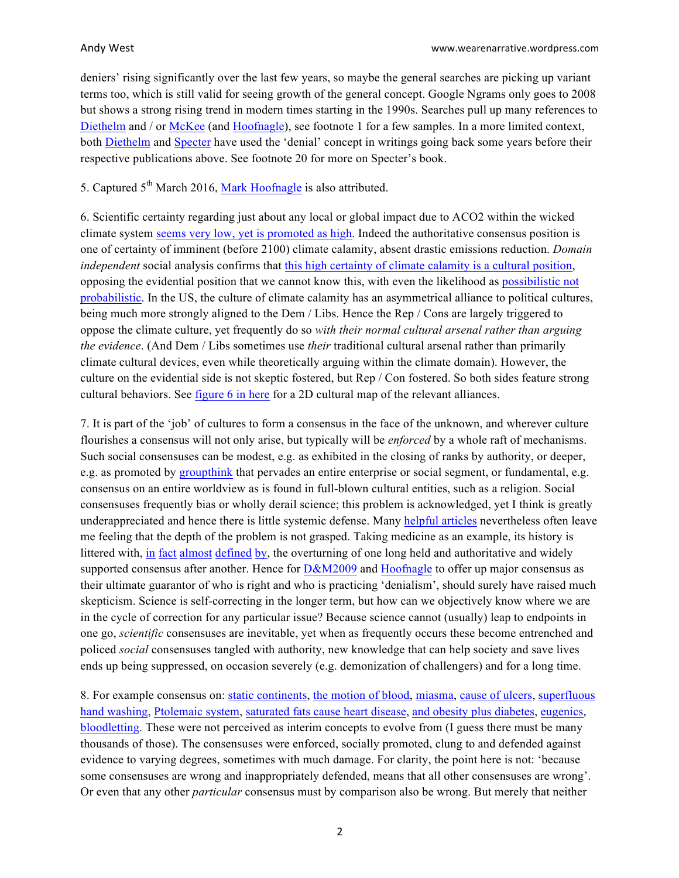deniers' rising significantly over the last few years, so maybe the general searches are picking up variant terms too, which is still valid for seeing growth of the general concept. Google Ngrams only goes to 2008 but shows a strong rising trend in modern times starting in the 1990s. Searches pull up many references to Diethelm and / or McKee (and Hoofnagle), see footnote 1 for a few samples. In a more limited context, both Diethelm and Specter have used the 'denial' concept in writings going back some years before their respective publications above. See footnote 20 for more on Specter's book.

5. Captured 5th March 2016, Mark Hoofnagle is also attributed.

6. Scientific certainty regarding just about any local or global impact due to ACO2 within the wicked climate system seems very low, yet is promoted as high. Indeed the authoritative consensus position is one of certainty of imminent (before 2100) climate calamity, absent drastic emissions reduction. *Domain independent* social analysis confirms that this high certainty of climate calamity is a cultural position, opposing the evidential position that we cannot know this, with even the likelihood as possibilistic not probabilistic. In the US, the culture of climate calamity has an asymmetrical alliance to political cultures, being much more strongly aligned to the Dem / Libs. Hence the Rep / Cons are largely triggered to oppose the climate culture, yet frequently do so *with their normal cultural arsenal rather than arguing the evidence*. (And Dem / Libs sometimes use *their* traditional cultural arsenal rather than primarily climate cultural devices, even while theoretically arguing within the climate domain). However, the culture on the evidential side is not skeptic fostered, but Rep / Con fostered. So both sides feature strong cultural behaviors. See figure 6 in here for a 2D cultural map of the relevant alliances.

7. It is part of the 'job' of cultures to form a consensus in the face of the unknown, and wherever culture flourishes a consensus will not only arise, but typically will be *enforced* by a whole raft of mechanisms. Such social consensuses can be modest, e.g. as exhibited in the closing of ranks by authority, or deeper, e.g. as promoted by groupthink that pervades an entire enterprise or social segment, or fundamental, e.g. consensus on an entire worldview as is found in full-blown cultural entities, such as a religion. Social consensuses frequently bias or wholly derail science; this problem is acknowledged, yet I think is greatly underappreciated and hence there is little systemic defense. Many helpful articles nevertheless often leave me feeling that the depth of the problem is not grasped. Taking medicine as an example, its history is littered with, in fact almost defined by, the overturning of one long held and authoritative and widely supported consensus after another. Hence for D&M2009 and Hoofnagle to offer up major consensus as their ultimate guarantor of who is right and who is practicing 'denialism', should surely have raised much skepticism. Science is self-correcting in the longer term, but how can we objectively know where we are in the cycle of correction for any particular issue? Because science cannot (usually) leap to endpoints in one go, *scientific* consensuses are inevitable, yet when as frequently occurs these become entrenched and policed *social* consensuses tangled with authority, new knowledge that can help society and save lives ends up being suppressed, on occasion severely (e.g. demonization of challengers) and for a long time.

8. For example consensus on: static continents, the motion of blood, miasma, cause of ulcers, superfluous hand washing, Ptolemaic system, saturated fats cause heart disease, and obesity plus diabetes, eugenics, bloodletting. These were not perceived as interim concepts to evolve from (I guess there must be many thousands of those). The consensuses were enforced, socially promoted, clung to and defended against evidence to varying degrees, sometimes with much damage. For clarity, the point here is not: 'because some consensuses are wrong and inappropriately defended, means that all other consensuses are wrong'. Or even that any other *particular* consensus must by comparison also be wrong. But merely that neither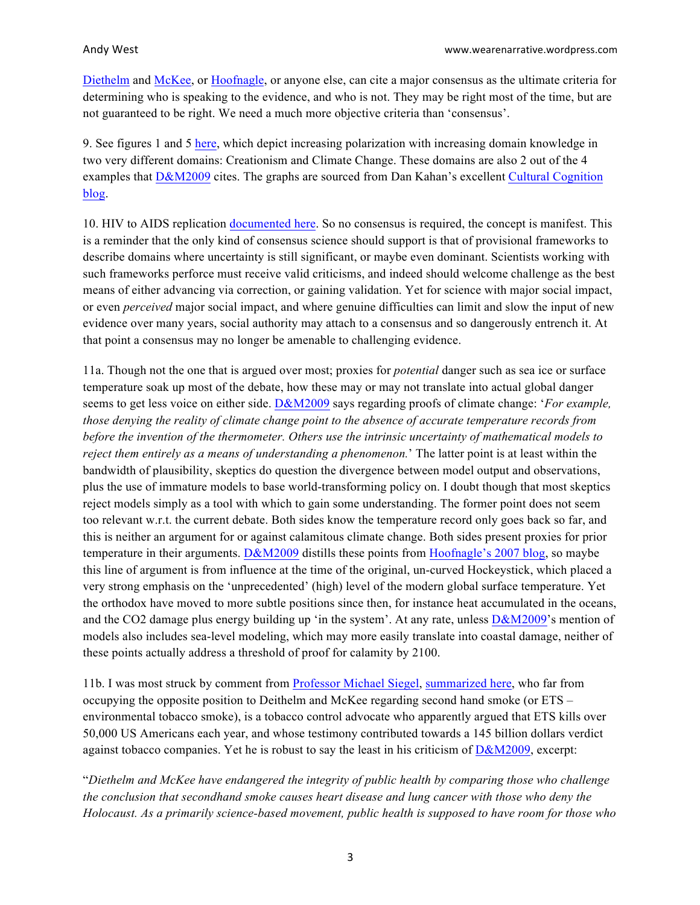Diethelm and McKee, or Hoofnagle, or anyone else, can cite a major consensus as the ultimate criteria for determining who is speaking to the evidence, and who is not. They may be right most of the time, but are not guaranteed to be right. We need a much more objective criteria than 'consensus'.

9. See figures 1 and 5 here, which depict increasing polarization with increasing domain knowledge in two very different domains: Creationism and Climate Change. These domains are also 2 out of the 4 examples that D&M2009 cites. The graphs are sourced from Dan Kahan's excellent Cultural Cognition blog.

10. HIV to AIDS replication documented here. So no consensus is required, the concept is manifest. This is a reminder that the only kind of consensus science should support is that of provisional frameworks to describe domains where uncertainty is still significant, or maybe even dominant. Scientists working with such frameworks perforce must receive valid criticisms, and indeed should welcome challenge as the best means of either advancing via correction, or gaining validation. Yet for science with major social impact, or even *perceived* major social impact, and where genuine difficulties can limit and slow the input of new evidence over many years, social authority may attach to a consensus and so dangerously entrench it. At that point a consensus may no longer be amenable to challenging evidence.

11a. Though not the one that is argued over most; proxies for *potential* danger such as sea ice or surface temperature soak up most of the debate, how these may or may not translate into actual global danger seems to get less voice on either side. D&M2009 says regarding proofs of climate change: '*For example, those denying the reality of climate change point to the absence of accurate temperature records from before the invention of the thermometer. Others use the intrinsic uncertainty of mathematical models to reject them entirely as a means of understanding a phenomenon.*' The latter point is at least within the bandwidth of plausibility, skeptics do question the divergence between model output and observations, plus the use of immature models to base world-transforming policy on. I doubt though that most skeptics reject models simply as a tool with which to gain some understanding. The former point does not seem too relevant w.r.t. the current debate. Both sides know the temperature record only goes back so far, and this is neither an argument for or against calamitous climate change. Both sides present proxies for prior temperature in their arguments. D&M2009 distills these points from Hoofnagle's 2007 blog, so maybe this line of argument is from influence at the time of the original, un-curved Hockeystick, which placed a very strong emphasis on the 'unprecedented' (high) level of the modern global surface temperature. Yet the orthodox have moved to more subtle positions since then, for instance heat accumulated in the oceans, and the CO2 damage plus energy building up 'in the system'. At any rate, unless D&M2009's mention of models also includes sea-level modeling, which may more easily translate into coastal damage, neither of these points actually address a threshold of proof for calamity by 2100.

11b. I was most struck by comment from Professor Michael Siegel, summarized here, who far from occupying the opposite position to Deithelm and McKee regarding second hand smoke (or ETS – environmental tobacco smoke), is a tobacco control advocate who apparently argued that ETS kills over 50,000 US Americans each year, and whose testimony contributed towards a 145 billion dollars verdict against tobacco companies. Yet he is robust to say the least in his criticism of D&M2009, excerpt:

"*Diethelm and McKee have endangered the integrity of public health by comparing those who challenge the conclusion that secondhand smoke causes heart disease and lung cancer with those who deny the Holocaust. As a primarily science-based movement, public health is supposed to have room for those who*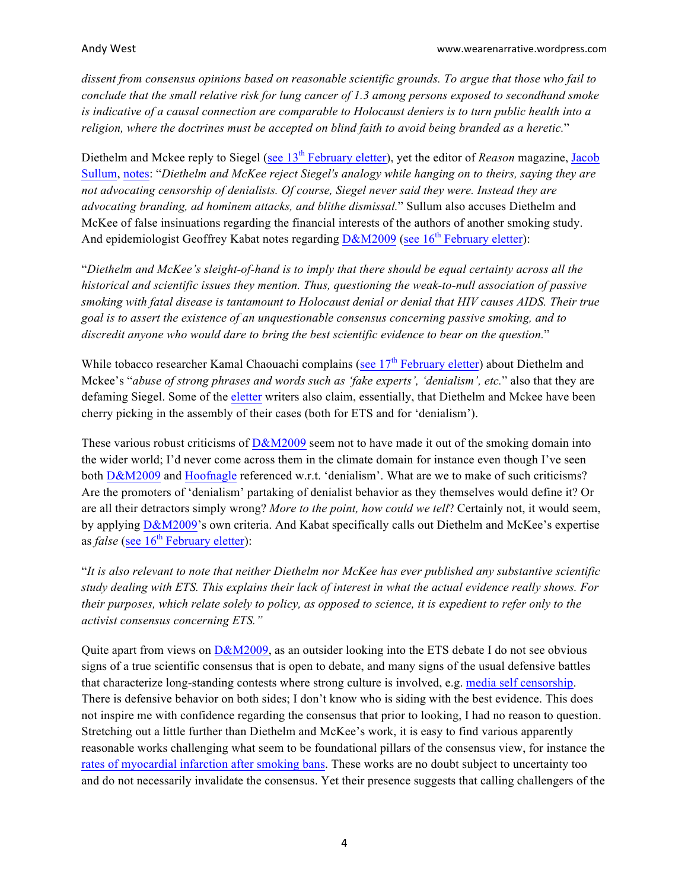*dissent from consensus opinions based on reasonable scientific grounds. To argue that those who fail to conclude that the small relative risk for lung cancer of 1.3 among persons exposed to secondhand smoke is indicative of a causal connection are comparable to Holocaust deniers is to turn public health into a religion, where the doctrines must be accepted on blind faith to avoid being branded as a heretic.*"

Diethelm and Mckee reply to Siegel (see 13th February eletter), yet the editor of *Reason* magazine, Jacob Sullum, notes: "*Diethelm and McKee reject Siegel's analogy while hanging on to theirs, saying they are not advocating censorship of denialists. Of course, Siegel never said they were. Instead they are advocating branding, ad hominem attacks, and blithe dismissal.*" Sullum also accuses Diethelm and McKee of false insinuations regarding the financial interests of the authors of another smoking study. And epidemiologist Geoffrey Kabat notes regarding D&M2009 (see 16th February eletter):

"*Diethelm and McKee's sleight-of-hand is to imply that there should be equal certainty across all the historical and scientific issues they mention. Thus, questioning the weak-to-null association of passive smoking with fatal disease is tantamount to Holocaust denial or denial that HIV causes AIDS. Their true goal is to assert the existence of an unquestionable consensus concerning passive smoking, and to discredit anyone who would dare to bring the best scientific evidence to bear on the question.*"

While tobacco researcher Kamal Chaouachi complains (see 17th February eletter) about Diethelm and Mckee's "*abuse of strong phrases and words such as 'fake experts', 'denialism', etc.*" also that they are defaming Siegel. Some of the eletter writers also claim, essentially, that Diethelm and Mckee have been cherry picking in the assembly of their cases (both for ETS and for 'denialism').

These various robust criticisms of D&M2009 seem not to have made it out of the smoking domain into the wider world; I'd never come across them in the climate domain for instance even though I've seen both D&M2009 and Hoofnagle referenced w.r.t. 'denialism'. What are we to make of such criticisms? Are the promoters of 'denialism' partaking of denialist behavior as they themselves would define it? Or are all their detractors simply wrong? *More to the point, how could we tell*? Certainly not, it would seem, by applying D&M2009's own criteria. And Kabat specifically calls out Diethelm and McKee's expertise as *false* (see 16th February eletter):

"*It is also relevant to note that neither Diethelm nor McKee has ever published any substantive scientific study dealing with ETS. This explains their lack of interest in what the actual evidence really shows. For their purposes, which relate solely to policy, as opposed to science, it is expedient to refer only to the activist consensus concerning ETS.*"

Quite apart from views on D&M2009, as an outsider looking into the ETS debate I do not see obvious signs of a true scientific consensus that is open to debate, and many signs of the usual defensive battles that characterize long-standing contests where strong culture is involved, e.g. media self censorship. There is defensive behavior on both sides; I don't know who is siding with the best evidence. This does not inspire me with confidence regarding the consensus that prior to looking, I had no reason to question. Stretching out a little further than Diethelm and McKee's work, it is easy to find various apparently reasonable works challenging what seem to be foundational pillars of the consensus view, for instance the rates of myocardial infarction after smoking bans. These works are no doubt subject to uncertainty too and do not necessarily invalidate the consensus. Yet their presence suggests that calling challengers of the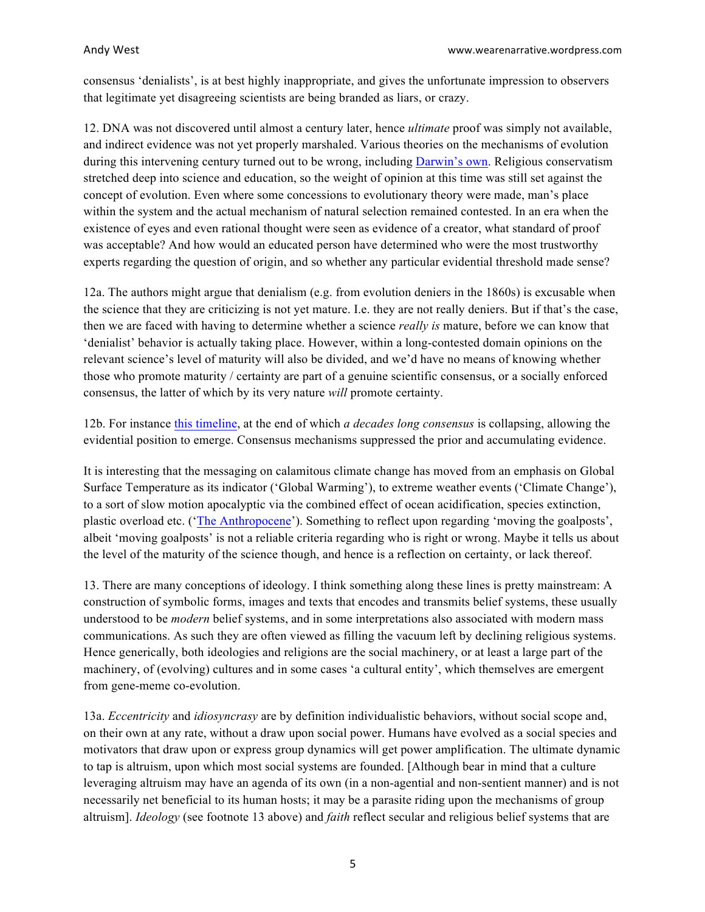consensus 'denialists', is at best highly inappropriate, and gives the unfortunate impression to observers that legitimate yet disagreeing scientists are being branded as liars, or crazy.

12. DNA was not discovered until almost a century later, hence *ultimate* proof was simply not available, and indirect evidence was not yet properly marshaled. Various theories on the mechanisms of evolution during this intervening century turned out to be wrong, including Darwin's own. Religious conservatism stretched deep into science and education, so the weight of opinion at this time was still set against the concept of evolution. Even where some concessions to evolutionary theory were made, man's place within the system and the actual mechanism of natural selection remained contested. In an era when the existence of eyes and even rational thought were seen as evidence of a creator, what standard of proof was acceptable? And how would an educated person have determined who were the most trustworthy experts regarding the question of origin, and so whether any particular evidential threshold made sense?

12a. The authors might argue that denialism (e.g. from evolution deniers in the 1860s) is excusable when the science that they are criticizing is not yet mature. I.e. they are not really deniers. But if that's the case, then we are faced with having to determine whether a science *really is* mature, before we can know that 'denialist' behavior is actually taking place. However, within a long-contested domain opinions on the relevant science's level of maturity will also be divided, and we'd have no means of knowing whether those who promote maturity / certainty are part of a genuine scientific consensus, or a socially enforced consensus, the latter of which by its very nature *will* promote certainty.

12b. For instance this timeline, at the end of which *a decades long consensus* is collapsing, allowing the evidential position to emerge. Consensus mechanisms suppressed the prior and accumulating evidence.

It is interesting that the messaging on calamitous climate change has moved from an emphasis on Global Surface Temperature as its indicator ('Global Warming'), to extreme weather events ('Climate Change'), to a sort of slow motion apocalyptic via the combined effect of ocean acidification, species extinction, plastic overload etc. ('The Anthropocene'). Something to reflect upon regarding 'moving the goalposts', albeit 'moving goalposts' is not a reliable criteria regarding who is right or wrong. Maybe it tells us about the level of the maturity of the science though, and hence is a reflection on certainty, or lack thereof.

13. There are many conceptions of ideology. I think something along these lines is pretty mainstream: A construction of symbolic forms, images and texts that encodes and transmits belief systems, these usually understood to be *modern* belief systems, and in some interpretations also associated with modern mass communications. As such they are often viewed as filling the vacuum left by declining religious systems. Hence generically, both ideologies and religions are the social machinery, or at least a large part of the machinery, of (evolving) cultures and in some cases 'a cultural entity', which themselves are emergent from gene-meme co-evolution.

13a. *Eccentricity* and *idiosyncrasy* are by definition individualistic behaviors, without social scope and, on their own at any rate, without a draw upon social power. Humans have evolved as a social species and motivators that draw upon or express group dynamics will get power amplification. The ultimate dynamic to tap is altruism, upon which most social systems are founded. [Although bear in mind that a culture leveraging altruism may have an agenda of its own (in a non-agential and non-sentient manner) and is not necessarily net beneficial to its human hosts; it may be a parasite riding upon the mechanisms of group altruism]. *Ideology* (see footnote 13 above) and *faith* reflect secular and religious belief systems that are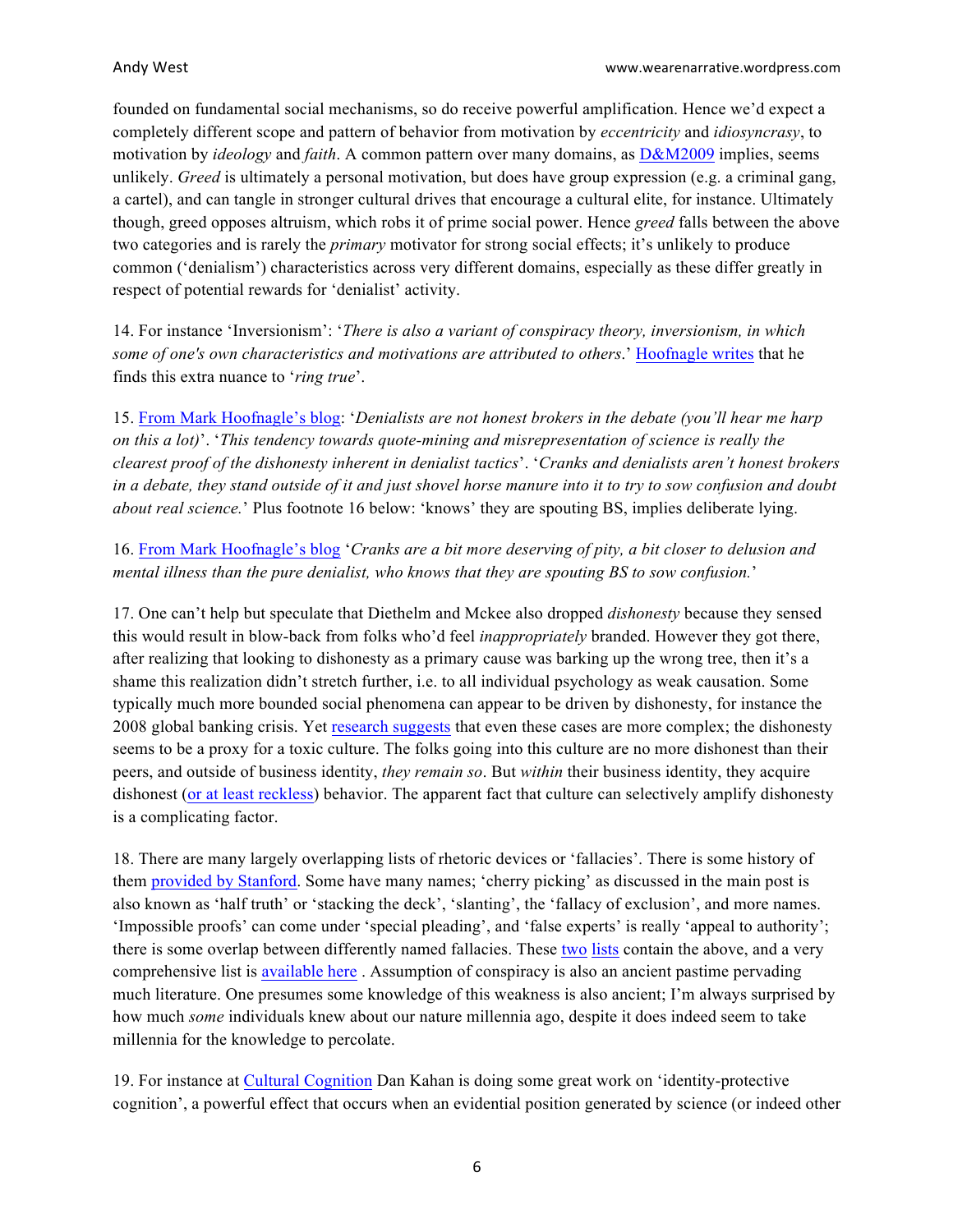founded on fundamental social mechanisms, so do receive powerful amplification. Hence we'd expect a completely different scope and pattern of behavior from motivation by *eccentricity* and *idiosyncrasy*, to motivation by *ideology* and *faith*. A common pattern over many domains, as D&M2009 implies, seems unlikely. *Greed* is ultimately a personal motivation, but does have group expression (e.g. a criminal gang, a cartel), and can tangle in stronger cultural drives that encourage a cultural elite, for instance. Ultimately though, greed opposes altruism, which robs it of prime social power. Hence *greed* falls between the above two categories and is rarely the *primary* motivator for strong social effects; it's unlikely to produce common ('denialism') characteristics across very different domains, especially as these differ greatly in respect of potential rewards for 'denialist' activity.

14. For instance 'Inversionism': '*There is also a variant of conspiracy theory, inversionism, in which some of one's own characteristics and motivations are attributed to others*.' Hoofnagle writes that he finds this extra nuance to '*ring true*'.

15. From Mark Hoofnagle's blog: '*Denialists are not honest brokers in the debate (you'll hear me harp on this a lot)*'. '*This tendency towards quote-mining and misrepresentation of science is really the clearest proof of the dishonesty inherent in denialist tactics*'. '*Cranks and denialists aren't honest brokers in a debate, they stand outside of it and just shovel horse manure into it to try to sow confusion and doubt about real science.*' Plus footnote 16 below: 'knows' they are spouting BS, implies deliberate lying.

16. From Mark Hoofnagle's blog '*Cranks are a bit more deserving of pity, a bit closer to delusion and mental illness than the pure denialist, who knows that they are spouting BS to sow confusion.*'

17. One can't help but speculate that Diethelm and Mckee also dropped *dishonesty* because they sensed this would result in blow-back from folks who'd feel *inappropriately* branded. However they got there, after realizing that looking to dishonesty as a primary cause was barking up the wrong tree, then it's a shame this realization didn't stretch further, i.e. to all individual psychology as weak causation. Some typically much more bounded social phenomena can appear to be driven by dishonesty, for instance the 2008 global banking crisis. Yet research suggests that even these cases are more complex; the dishonesty seems to be a proxy for a toxic culture. The folks going into this culture are no more dishonest than their peers, and outside of business identity, *they remain so*. But *within* their business identity, they acquire dishonest (or at least reckless) behavior. The apparent fact that culture can selectively amplify dishonesty is a complicating factor.

18. There are many largely overlapping lists of rhetoric devices or 'fallacies'. There is some history of them provided by Stanford. Some have many names; 'cherry picking' as discussed in the main post is also known as 'half truth' or 'stacking the deck', 'slanting', the 'fallacy of exclusion', and more names. 'Impossible proofs' can come under 'special pleading', and 'false experts' is really 'appeal to authority'; there is some overlap between differently named fallacies. These two lists contain the above, and a very comprehensive list is available here . Assumption of conspiracy is also an ancient pastime pervading much literature. One presumes some knowledge of this weakness is also ancient; I'm always surprised by how much *some* individuals knew about our nature millennia ago, despite it does indeed seem to take millennia for the knowledge to percolate.

19. For instance at Cultural Cognition Dan Kahan is doing some great work on 'identity-protective cognition', a powerful effect that occurs when an evidential position generated by science (or indeed other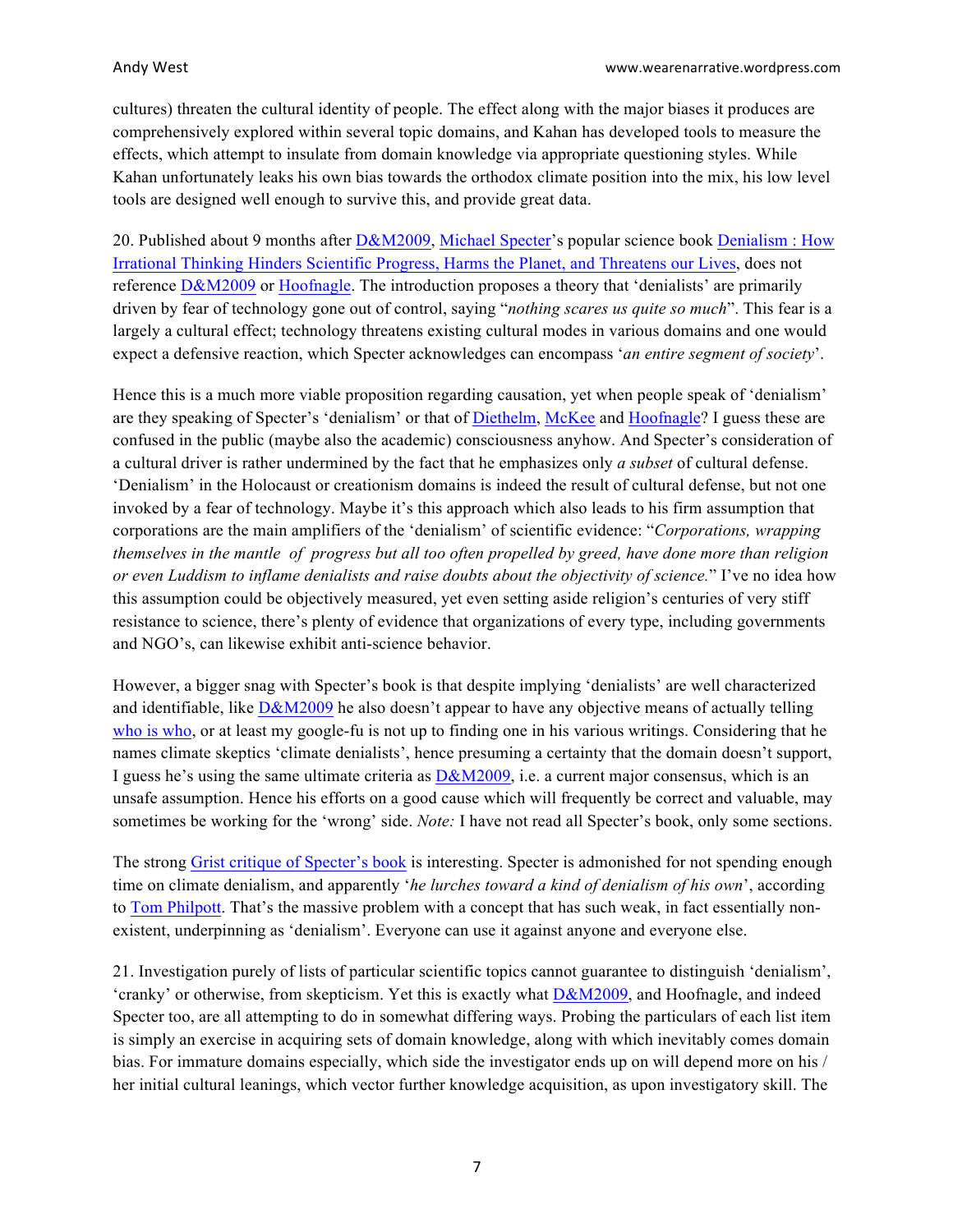cultures) threaten the cultural identity of people. The effect along with the major biases it produces are comprehensively explored within several topic domains, and Kahan has developed tools to measure the effects, which attempt to insulate from domain knowledge via appropriate questioning styles. While Kahan unfortunately leaks his own bias towards the orthodox climate position into the mix, his low level tools are designed well enough to survive this, and provide great data.

20. Published about 9 months after D&M2009, Michael Specter's popular science book Denialism : How Irrational Thinking Hinders Scientific Progress, Harms the Planet, and Threatens our Lives, does not reference D&M2009 or Hoofnagle. The introduction proposes a theory that 'denialists' are primarily driven by fear of technology gone out of control, saying "*nothing scares us quite so much*". This fear is a largely a cultural effect; technology threatens existing cultural modes in various domains and one would expect a defensive reaction, which Specter acknowledges can encompass '*an entire segment of society*'.

Hence this is a much more viable proposition regarding causation, yet when people speak of 'denialism' are they speaking of Specter's 'denialism' or that of Diethelm, McKee and Hoofnagle? I guess these are confused in the public (maybe also the academic) consciousness anyhow. And Specter's consideration of a cultural driver is rather undermined by the fact that he emphasizes only *a subset* of cultural defense. 'Denialism' in the Holocaust or creationism domains is indeed the result of cultural defense, but not one invoked by a fear of technology. Maybe it's this approach which also leads to his firm assumption that corporations are the main amplifiers of the 'denialism' of scientific evidence: "*Corporations, wrapping themselves in the mantle of progress but all too often propelled by greed, have done more than religion or even Luddism to inflame denialists and raise doubts about the objectivity of science.*" I've no idea how this assumption could be objectively measured, yet even setting aside religion's centuries of very stiff resistance to science, there's plenty of evidence that organizations of every type, including governments and NGO's, can likewise exhibit anti-science behavior.

However, a bigger snag with Specter's book is that despite implying 'denialists' are well characterized and identifiable, like D&M2009 he also doesn't appear to have any objective means of actually telling who is who, or at least my google-fu is not up to finding one in his various writings. Considering that he names climate skeptics 'climate denialists', hence presuming a certainty that the domain doesn't support, I guess he's using the same ultimate criteria as D&M2009, i.e. a current major consensus, which is an unsafe assumption. Hence his efforts on a good cause which will frequently be correct and valuable, may sometimes be working for the 'wrong' side. *Note:* I have not read all Specter's book, only some sections.

The strong Grist critique of Specter's book is interesting. Specter is admonished for not spending enough time on climate denialism, and apparently '*he lurches toward a kind of denialism of his own*', according to Tom Philpott. That's the massive problem with a concept that has such weak, in fact essentially non-existent, underpinning as 'denialism'. Everyone can use it against anyone and everyone else.

21. Investigation purely of lists of particular scientific topics cannot guarantee to distinguish 'denialism', 'cranky' or otherwise, from skepticism. Yet this is exactly what D&M2009, and Hoofnagle, and indeed Specter too, are all attempting to do in somewhat differing ways. Probing the particulars of each list item is simply an exercise in acquiring sets of domain knowledge, along with which inevitably comes domain bias. For immature domains especially, which side the investigator ends up on will depend more on his / her initial cultural leanings, which vector further knowledge acquisition, as upon investigatory skill. The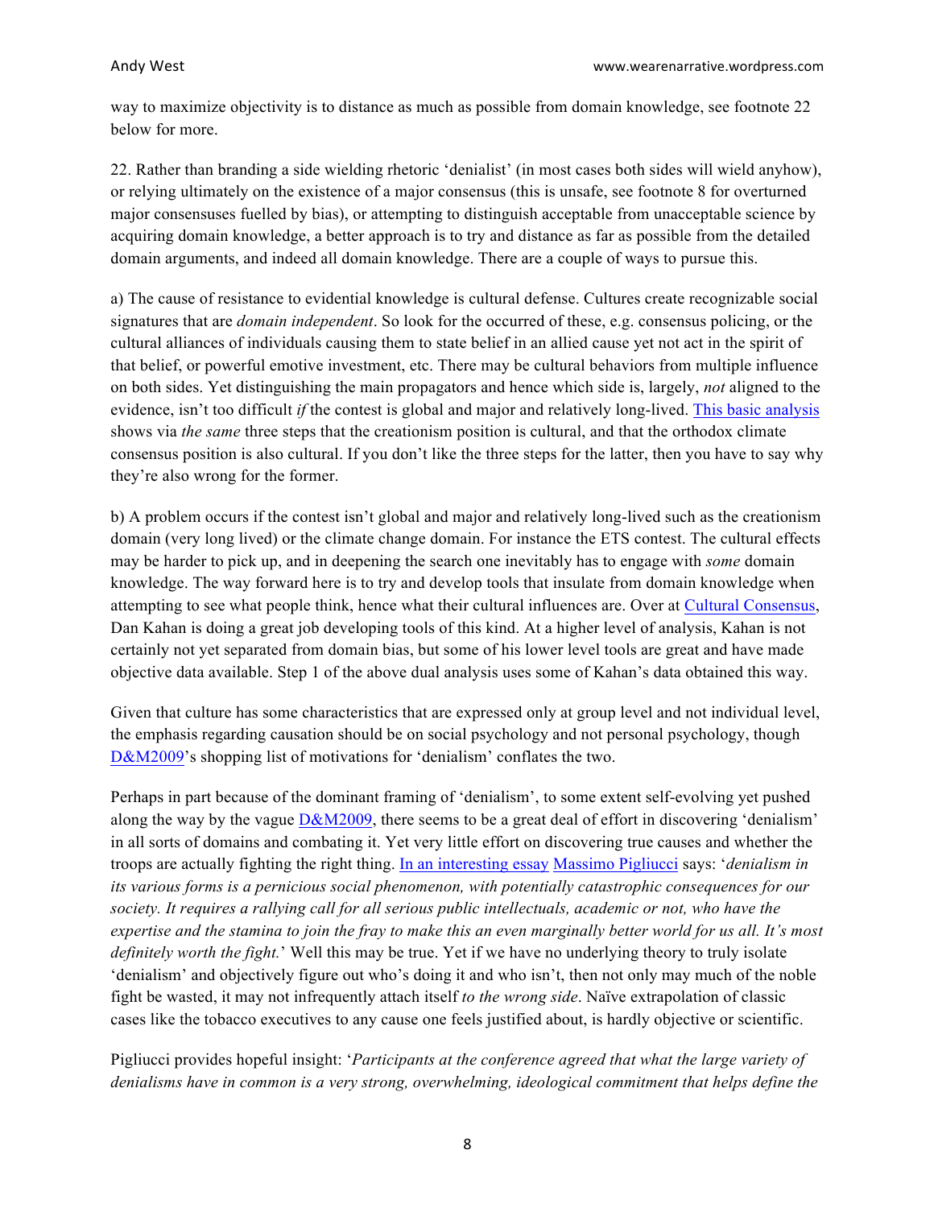way to maximize objectivity is to distance as much as possible from domain knowledge, see footnote 22 below for more.

22. Rather than branding a side wielding rhetoric 'denialist' (in most cases both sides will wield anyhow), or relying ultimately on the existence of a major consensus (this is unsafe, see footnote 8 for overturned major consensuses fuelled by bias), or attempting to distinguish acceptable from unacceptable science by acquiring domain knowledge, a better approach is to try and distance as far as possible from the detailed domain arguments, and indeed all domain knowledge. There are a couple of ways to pursue this.

a) The cause of resistance to evidential knowledge is cultural defense. Cultures create recognizable social signatures that are *domain independent*. So look for the occurred of these, e.g. consensus policing, or the cultural alliances of individuals causing them to state belief in an allied cause yet not act in the spirit of that belief, or powerful emotive investment, etc. There may be cultural behaviors from multiple influence on both sides. Yet distinguishing the main propagators and hence which side is, largely, *not* aligned to the evidence, isn't too difficult *if* the contest is global and major and relatively long-lived. This basic analysis shows via *the same* three steps that the creationism position is cultural, and that the orthodox climate consensus position is also cultural. If you don't like the three steps for the latter, then you have to say why they're also wrong for the former.

b) A problem occurs if the contest isn't global and major and relatively long-lived such as the creationism domain (very long lived) or the climate change domain. For instance the ETS contest. The cultural effects may be harder to pick up, and in deepening the search one inevitably has to engage with *some* domain knowledge. The way forward here is to try and develop tools that insulate from domain knowledge when attempting to see what people think, hence what their cultural influences are. Over at Cultural Consensus, Dan Kahan is doing a great job developing tools of this kind. At a higher level of analysis, Kahan is not certainly not yet separated from domain bias, but some of his lower level tools are great and have made objective data available. Step 1 of the above dual analysis uses some of Kahan's data obtained this way.

Given that culture has some characteristics that are expressed only at group level and not individual level, the emphasis regarding causation should be on social psychology and not personal psychology, though D&M2009's shopping list of motivations for 'denialism' conflates the two.

Perhaps in part because of the dominant framing of 'denialism', to some extent self-evolving yet pushed along the way by the vague D&M2009, there seems to be a great deal of effort in discovering 'denialism' in all sorts of domains and combating it. Yet very little effort on discovering true causes and whether the troops are actually fighting the right thing. In an interesting essay Massimo Pigliucci says: '*denialism in its various forms is a pernicious social phenomenon, with potentially catastrophic consequences for our society. It requires a rallying call for all serious public intellectuals, academic or not, who have the expertise and the stamina to join the fray to make this an even marginally better world for us all. It's most definitely worth the fight.*' Well this may be true. Yet if we have no underlying theory to truly isolate 'denialism' and objectively figure out who's doing it and who isn't, then not only may much of the noble fight be wasted, it may not infrequently attach itself *to the wrong side*. Naïve extrapolation of classic cases like the tobacco executives to any cause one feels justified about, is hardly objective or scientific.

Pigliucci provides hopeful insight: '*Participants at the conference agreed that what the large variety of denialisms have in common is a very strong, overwhelming, ideological commitment that helps define the*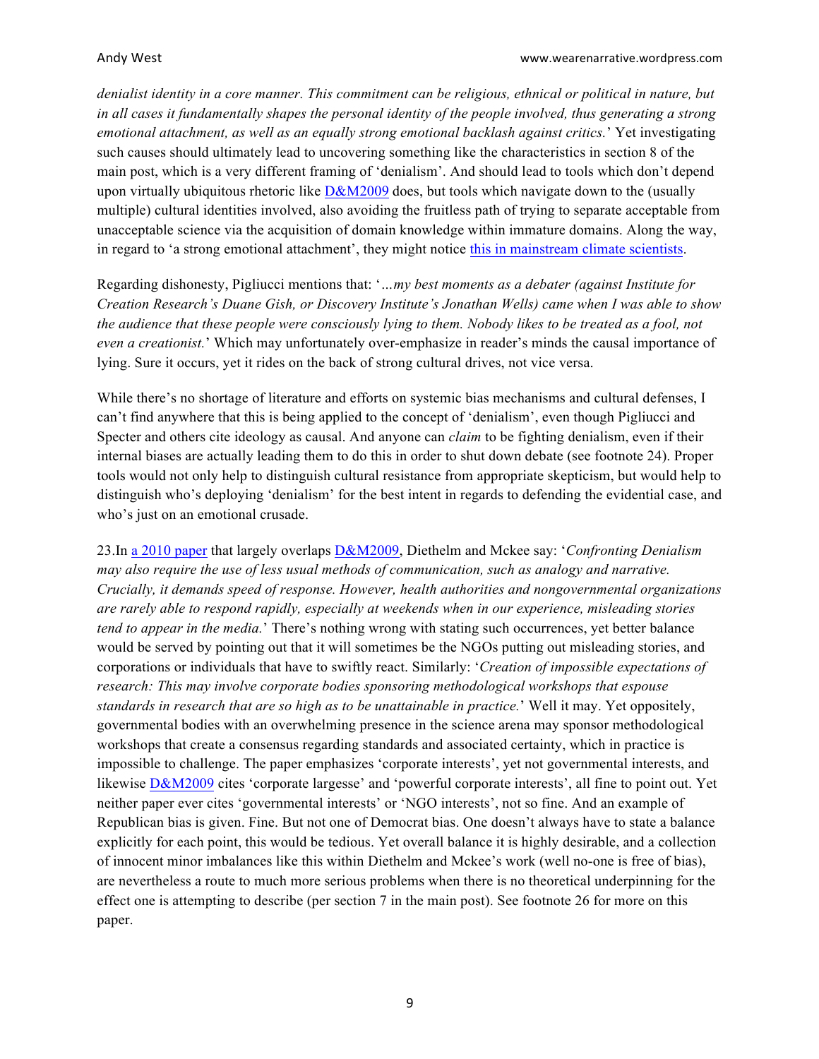*denialist identity in a core manner. This commitment can be religious, ethnical or political in nature, but in all cases it fundamentally shapes the personal identity of the people involved, thus generating a strong emotional attachment, as well as an equally strong emotional backlash against critics.*' Yet investigating such causes should ultimately lead to uncovering something like the characteristics in section 8 of the main post, which is a very different framing of 'denialism'. And should lead to tools which don't depend upon virtually ubiquitous rhetoric like D&M2009 does, but tools which navigate down to the (usually multiple) cultural identities involved, also avoiding the fruitless path of trying to separate acceptable from unacceptable science via the acquisition of domain knowledge within immature domains. Along the way, in regard to 'a strong emotional attachment', they might notice this in mainstream climate scientists.

Regarding dishonesty, Pigliucci mentions that: '*...my best moments as a debater (against Institute for Creation Research's Duane Gish, or Discovery Institute's Jonathan Wells) came when I was able to show the audience that these people were consciously lying to them. Nobody likes to be treated as a fool, not even a creationist.*' Which may unfortunately over-emphasize in reader's minds the causal importance of lying. Sure it occurs, yet it rides on the back of strong cultural drives, not vice versa.

While there's no shortage of literature and efforts on systemic bias mechanisms and cultural defenses, I can't find anywhere that this is being applied to the concept of 'denialism', even though Pigliucci and Specter and others cite ideology as causal. And anyone can *claim* to be fighting denialism, even if their internal biases are actually leading them to do this in order to shut down debate (see footnote 24). Proper tools would not only help to distinguish cultural resistance from appropriate skepticism, but would help to distinguish who's deploying 'denialism' for the best intent in regards to defending the evidential case, and who's just on an emotional crusade.

23.In a 2010 paper that largely overlaps D&M2009, Diethelm and Mckee say: '*Confronting Denialism may also require the use of less usual methods of communication, such as analogy and narrative. Crucially, it demands speed of response. However, health authorities and nongovernmental organizations are rarely able to respond rapidly, especially at weekends when in our experience, misleading stories tend to appear in the media.*' There's nothing wrong with stating such occurrences, yet better balance would be served by pointing out that it will sometimes be the NGOs putting out misleading stories, and corporations or individuals that have to swiftly react. Similarly: '*Creation of impossible expectations of research: This may involve corporate bodies sponsoring methodological workshops that espouse standards in research that are so high as to be unattainable in practice.*' Well it may. Yet oppositely, governmental bodies with an overwhelming presence in the science arena may sponsor methodological workshops that create a consensus regarding standards and associated certainty, which in practice is impossible to challenge. The paper emphasizes 'corporate interests', yet not governmental interests, and likewise D&M2009 cites 'corporate largesse' and 'powerful corporate interests', all fine to point out. Yet neither paper ever cites 'governmental interests' or 'NGO interests', not so fine. And an example of Republican bias is given. Fine. But not one of Democrat bias. One doesn't always have to state a balance explicitly for each point, this would be tedious. Yet overall balance it is highly desirable, and a collection of innocent minor imbalances like this within Diethelm and Mckee's work (well no-one is free of bias), are nevertheless a route to much more serious problems when there is no theoretical underpinning for the effect one is attempting to describe (per section 7 in the main post). See footnote 26 for more on this paper.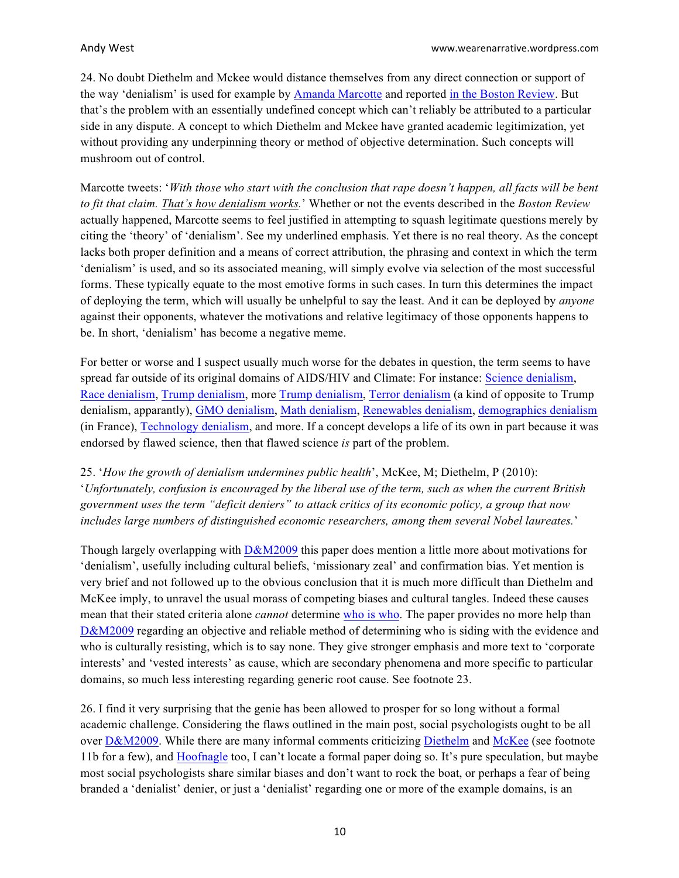24. No doubt Diethelm and Mckee would distance themselves from any direct connection or support of the way 'denialism' is used for example by Amanda Marcotte and reported in the Boston Review. But that's the problem with an essentially undefined concept which can't reliably be attributed to a particular side in any dispute. A concept to which Diethelm and Mckee have granted academic legitimization, yet without providing any underpinning theory or method of objective determination. Such concepts will mushroom out of control.

Marcotte tweets: '*With those who start with the conclusion that rape doesn't happen, all facts will be bent to fit that claim. <u>That's how denialism works.</u>*' Whether or not the events described in the *Boston Review* actually happened, Marcotte seems to feel justified in attempting to squash legitimate questions merely by citing the 'theory' of 'denialism'. See my underlined emphasis. Yet there is no real theory. As the concept lacks both proper definition and a means of correct attribution, the phrasing and context in which the term 'denialism' is used, and so its associated meaning, will simply evolve via selection of the most successful forms. These typically equate to the most emotive forms in such cases. In turn this determines the impact of deploying the term, which will usually be unhelpful to say the least. And it can be deployed by *anyone* against their opponents, whatever the motivations and relative legitimacy of those opponents happens to be. In short, 'denialism' has become a negative meme.

For better or worse and I suspect usually much worse for the debates in question, the term seems to have spread far outside of its original domains of AIDS/HIV and Climate: For instance: Science denialism, Race denialism, Trump denialism, more Trump denialism, Terror denialism (a kind of opposite to Trump denialism, apparantly), GMO denialism, Math denialism, Renewables denialism, demographics denialism (in France), Technology denialism, and more. If a concept develops a life of its own in part because it was endorsed by flawed science, then that flawed science *is* part of the problem.

25. '*How the growth of denialism undermines public health*', McKee, M; Diethelm, P (2010): '*Unfortunately, confusion is encouraged by the liberal use of the term, such as when the current British government uses the term "deficit deniers" to attack critics of its economic policy, a group that now includes large numbers of distinguished economic researchers, among them several Nobel laureates.*'

Though largely overlapping with D&M2009 this paper does mention a little more about motivations for 'denialism', usefully including cultural beliefs, 'missionary zeal' and confirmation bias. Yet mention is very brief and not followed up to the obvious conclusion that it is much more difficult than Diethelm and McKee imply, to unravel the usual morass of competing biases and cultural tangles. Indeed these causes mean that their stated criteria alone *cannot* determine who is who. The paper provides no more help than D&M2009 regarding an objective and reliable method of determining who is siding with the evidence and who is culturally resisting, which is to say none. They give stronger emphasis and more text to 'corporate interests' and 'vested interests' as cause, which are secondary phenomena and more specific to particular domains, so much less interesting regarding generic root cause. See footnote 23.

26. I find it very surprising that the genie has been allowed to prosper for so long without a formal academic challenge. Considering the flaws outlined in the main post, social psychologists ought to be all over D&M2009. While there are many informal comments criticizing Diethelm and McKee (see footnote 11b for a few), and Hoofnagle too, I can't locate a formal paper doing so. It's pure speculation, but maybe most social psychologists share similar biases and don't want to rock the boat, or perhaps a fear of being branded a 'denialist' denier, or just a 'denialist' regarding one or more of the example domains, is an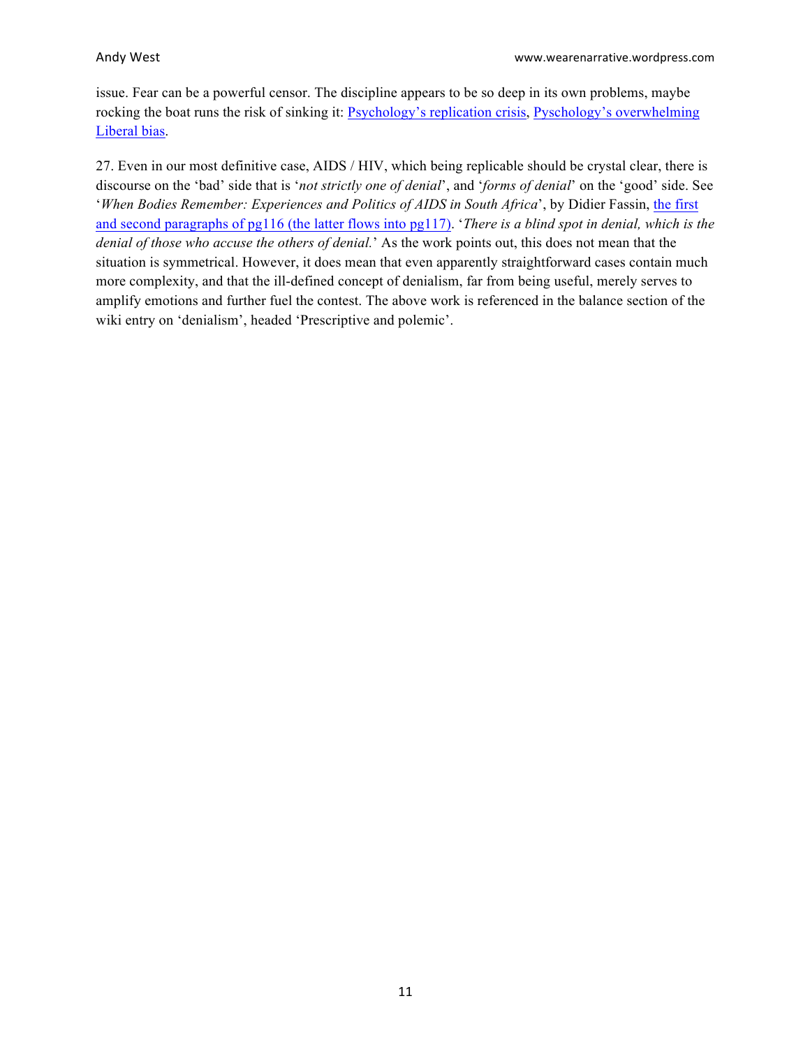issue. Fear can be a powerful censor. The discipline appears to be so deep in its own problems, maybe rocking the boat runs the risk of sinking it: Psychology's replication crisis, Psychology's overwhelming Liberal bias.

27. Even in our most definitive case, AIDS / HIV, which being replicable should be crystal clear, there is discourse on the 'bad' side that is '*not strictly one of denial*', and '*forms of denial*' on the 'good' side. See '*When Bodies Remember: Experiences and Politics of AIDS in South Africa*', by Didier Fassin, the first and second paragraphs of pg116 (the latter flows into pg117). '*There is a blind spot in denial, which is the denial of those who accuse the others of denial.*' As the work points out, this does not mean that the situation is symmetrical. However, it does mean that even apparently straightforward cases contain much more complexity, and that the ill-defined concept of denialism, far from being useful, merely serves to amplify emotions and further fuel the contest. The above work is referenced in the balance section of the wiki entry on 'denialism', headed 'Prescriptive and polemic'.